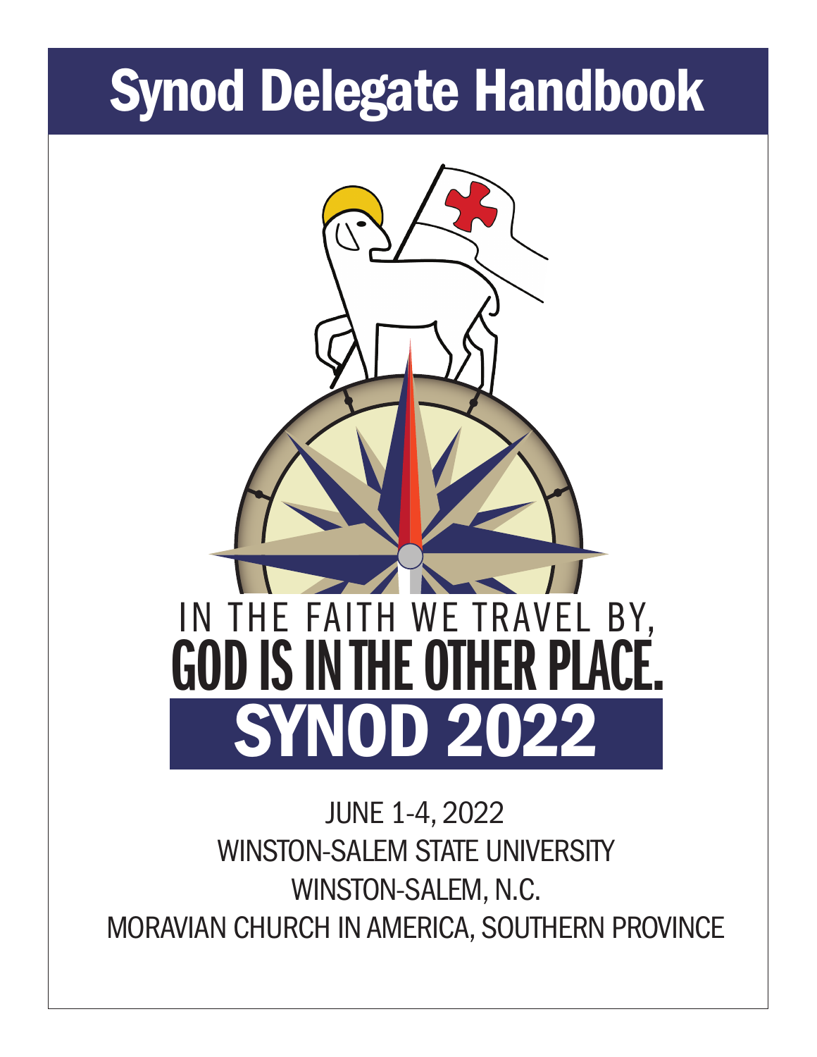# Synod Delegate Handbook

IN THE FAITH WE TRAVEL BY,

**GOD IS IN THE OTHER PLACE.**

## SYNOD 2022

JUNE 1-4, 2022

WINSTON-SALEM STATE UNIVERSITY

WINSTON-SALEM, N.C.

MORAVIAN CHURCH IN AMERICA, SOUTHERN PROVINCE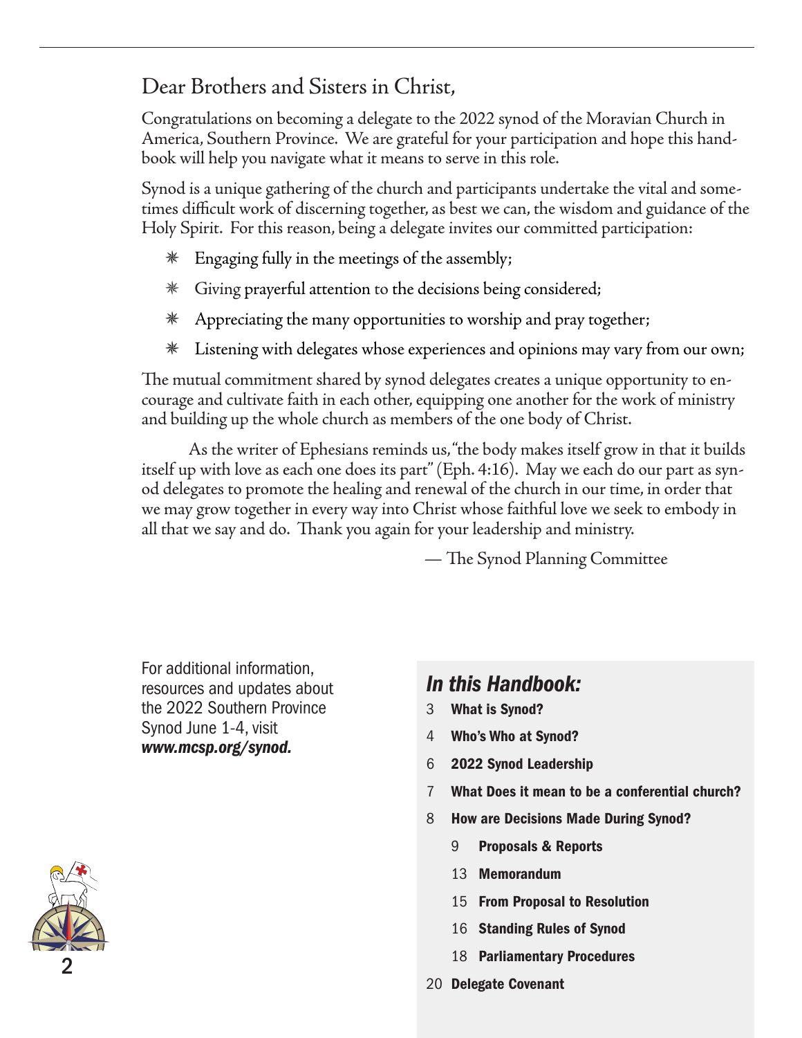## Dear Brothers and Sisters in Christ,

Congratulations on becoming a delegate to the 2022 synod of the Moravian Church in America, Southern Province. We are grateful for your participation and hope this handbook will help you navigate what it means to serve in this role.

Synod is a unique gathering of the church and participants undertake the vital and sometimes difficult work of discerning together, as best we can, the wisdom and guidance of the Holy Spirit. For this reason, being a delegate invites our committed participation:

- Engaging fully in the meetings of the assembly;
- Giving prayerful attention to the decisions being considered;
- Appreciating the many opportunities to worship and pray together;
- Listening with delegates whose experiences and opinions may vary from our own;

The mutual commitment shared by synod delegates creates a unique opportunity to encourage and cultivate faith in each other, equipping one another for the work of ministry and building up the whole church as members of the one body of Christ.

As the writer of Ephesians reminds us, "the body makes itself grow in that it builds itself up with love as each one does its part" (Eph. 4:16). May we each do our part as synod delegates to promote the healing and renewal of the church in our time, in order that we may grow together in every way into Christ whose faithful love we seek to embody in all that we say and do. Thank you again for your leadership and ministry.

— The Synod Planning Committee

For additional information, resources and updates about the 2022 Southern Province Synod June 1-4, visit ***www.mcsp.org/synod.***

### *In this Handbook:*

- 3 **What is Synod?**
- 4 **Who's Who at Synod?**
- 6 **2022 Synod Leadership**
- 7 **What Does it mean to be a conferential church?**
- 8 **How are Decisions Made During Synod?**
  - 9 **Proposals & Reports**
  - 13 **Memorandum**
  - 15 **From Proposal to Resolution**
  - 16 **Standing Rules of Synod**
  - 18 **Parliamentary Procedures**
- 20 **Delegate Covenant**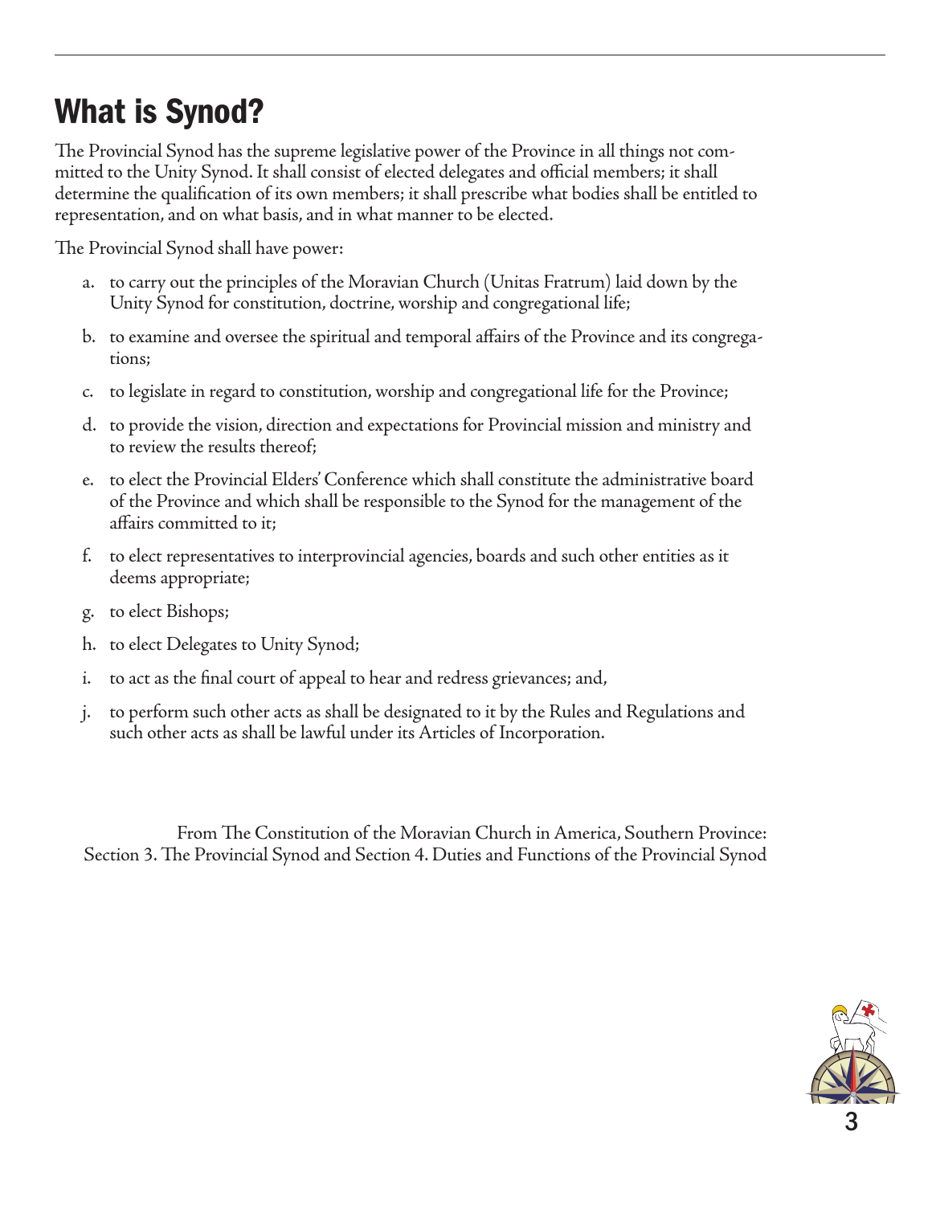# What is Synod?

The Provincial Synod has the supreme legislative power of the Province in all things not committed to the Unity Synod. It shall consist of elected delegates and official members; it shall determine the qualification of its own members; it shall prescribe what bodies shall be entitled to representation, and on what basis, and in what manner to be elected.

The Provincial Synod shall have power:

a. to carry out the principles of the Moravian Church (Unitas Fratrum) laid down by the Unity Synod for constitution, doctrine, worship and congregational life;

b. to examine and oversee the spiritual and temporal affairs of the Province and its congregations;

c. to legislate in regard to constitution, worship and congregational life for the Province;

d. to provide the vision, direction and expectations for Provincial mission and ministry and to review the results thereof;

e. to elect the Provincial Elders' Conference which shall constitute the administrative board of the Province and which shall be responsible to the Synod for the management of the affairs committed to it;

f. to elect representatives to interprovincial agencies, boards and such other entities as it deems appropriate;

g. to elect Bishops;

h. to elect Delegates to Unity Synod;

i. to act as the final court of appeal to hear and redress grievances; and,

j. to perform such other acts as shall be designated to it by the Rules and Regulations and such other acts as shall be lawful under its Articles of Incorporation.

From The Constitution of the Moravian Church in America, Southern Province:
Section 3. The Provincial Synod and Section 4. Duties and Functions of the Provincial Synod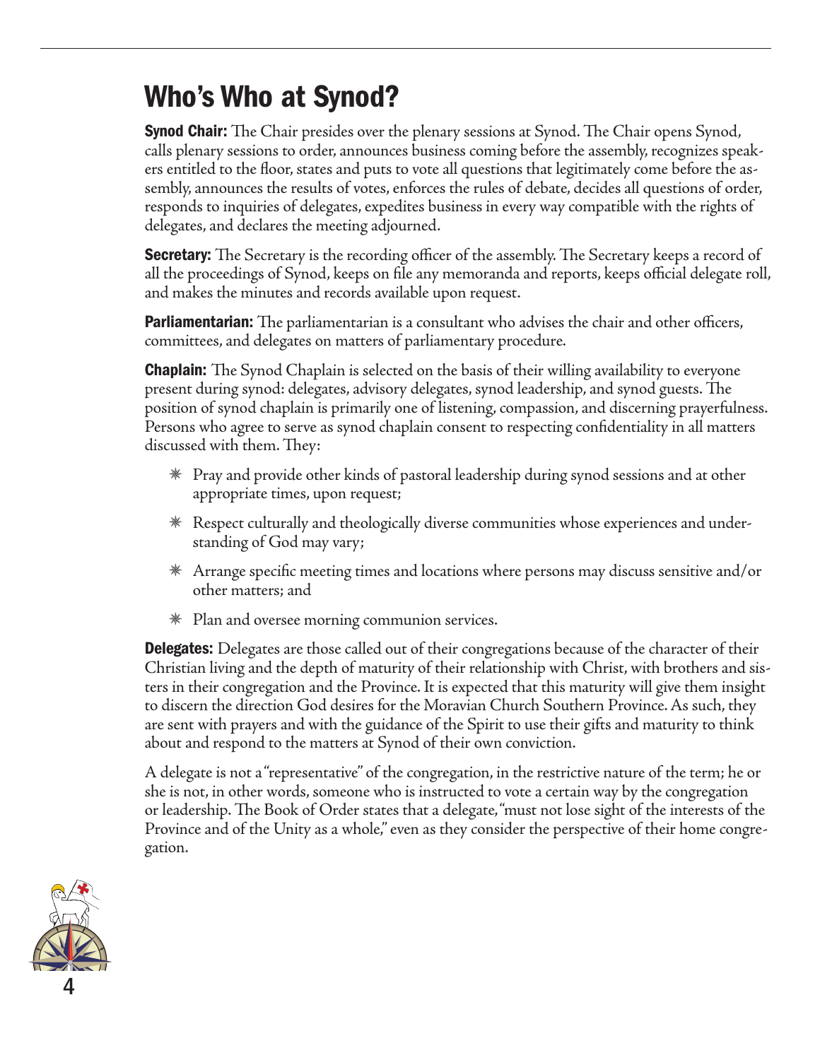# Who's Who at Synod?

**Synod Chair:** The Chair presides over the plenary sessions at Synod. The Chair opens Synod, calls plenary sessions to order, announces business coming before the assembly, recognizes speakers entitled to the floor, states and puts to vote all questions that legitimately come before the assembly, announces the results of votes, enforces the rules of debate, decides all questions of order, responds to inquiries of delegates, expedites business in every way compatible with the rights of delegates, and declares the meeting adjourned.

**Secretary:** The Secretary is the recording officer of the assembly. The Secretary keeps a record of all the proceedings of Synod, keeps on file any memoranda and reports, keeps official delegate roll, and makes the minutes and records available upon request.

**Parliamentarian:** The parliamentarian is a consultant who advises the chair and other officers, committees, and delegates on matters of parliamentary procedure.

**Chaplain:** The Synod Chaplain is selected on the basis of their willing availability to everyone present during synod: delegates, advisory delegates, synod leadership, and synod guests. The position of synod chaplain is primarily one of listening, compassion, and discerning prayerfulness. Persons who agree to serve as synod chaplain consent to respecting confidentiality in all matters discussed with them. They:

- Pray and provide other kinds of pastoral leadership during synod sessions and at other appropriate times, upon request;
- Respect culturally and theologically diverse communities whose experiences and understanding of God may vary;
- Arrange specific meeting times and locations where persons may discuss sensitive and/or other matters; and
- Plan and oversee morning communion services.

**Delegates:** Delegates are those called out of their congregations because of the character of their Christian living and the depth of maturity of their relationship with Christ, with brothers and sisters in their congregation and the Province. It is expected that this maturity will give them insight to discern the direction God desires for the Moravian Church Southern Province. As such, they are sent with prayers and with the guidance of the Spirit to use their gifts and maturity to think about and respond to the matters at Synod of their own conviction.

A delegate is not a "representative" of the congregation, in the restrictive nature of the term; he or she is not, in other words, someone who is instructed to vote a certain way by the congregation or leadership. The Book of Order states that a delegate, "must not lose sight of the interests of the Province and of the Unity as a whole," even as they consider the perspective of their home congregation.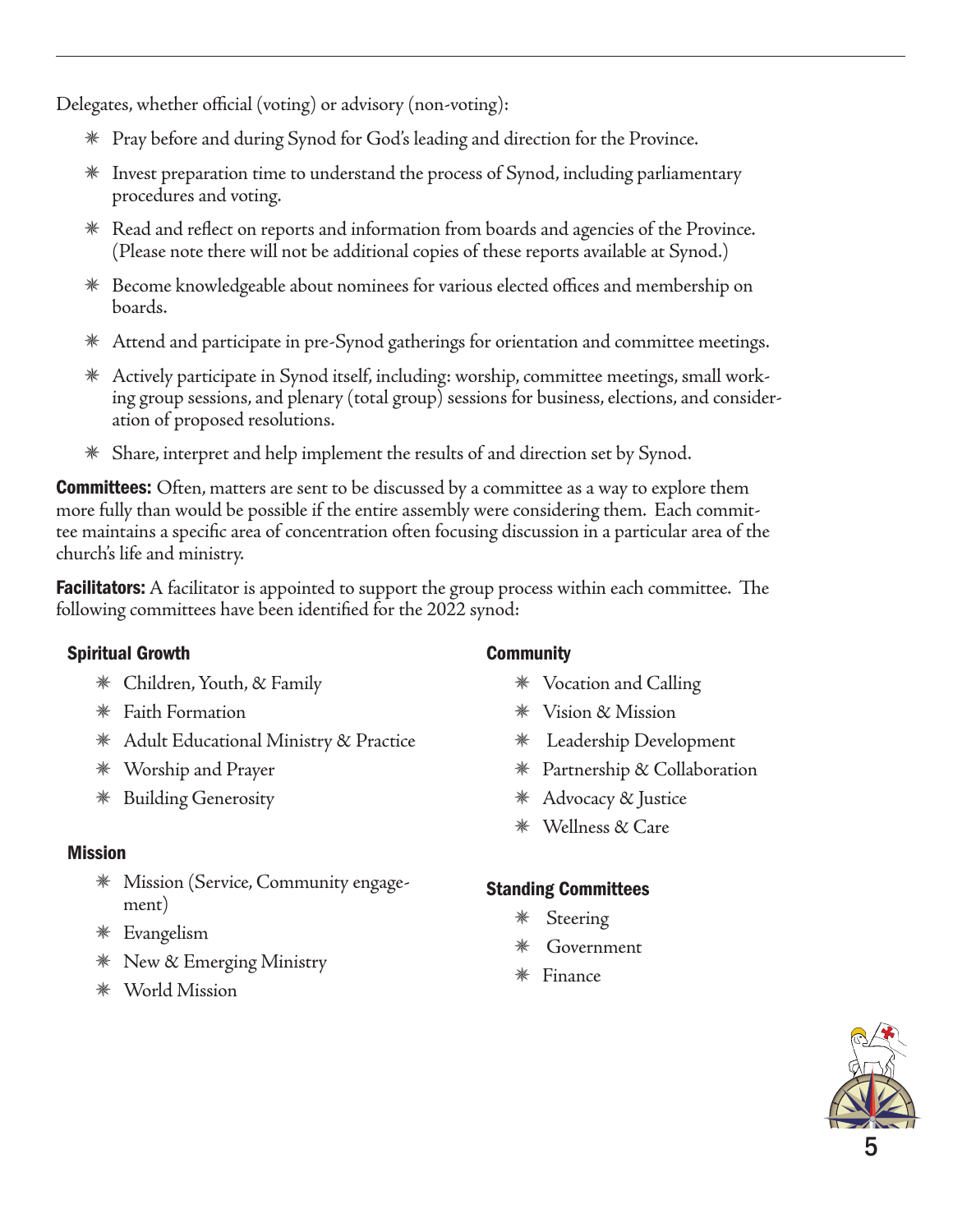Delegates, whether official (voting) or advisory (non-voting):

- Pray before and during Synod for God's leading and direction for the Province.
- Invest preparation time to understand the process of Synod, including parliamentary procedures and voting.
- Read and reflect on reports and information from boards and agencies of the Province. (Please note there will not be additional copies of these reports available at Synod.)
- Become knowledgeable about nominees for various elected offices and membership on boards.
- Attend and participate in pre-Synod gatherings for orientation and committee meetings.
- Actively participate in Synod itself, including: worship, committee meetings, small working group sessions, and plenary (total group) sessions for business, elections, and consideration of proposed resolutions.
- Share, interpret and help implement the results of and direction set by Synod.

**Committees:** Often, matters are sent to be discussed by a committee as a way to explore them more fully than would be possible if the entire assembly were considering them. Each committee maintains a specific area of concentration often focusing discussion in a particular area of the church's life and ministry.

**Facilitators:** A facilitator is appointed to support the group process within each committee. The following committees have been identified for the 2022 synod:

**Spiritual Growth**

- Children, Youth, & Family
- Faith Formation
- Adult Educational Ministry & Practice
- Worship and Prayer
- Building Generosity

**Mission**

- Mission (Service, Community engagement)
- Evangelism
- New & Emerging Ministry
- World Mission

**Community**

- Vocation and Calling
- Vision & Mission
- Leadership Development
- Partnership & Collaboration
- Advocacy & Justice
- Wellness & Care

**Standing Committees**

- Steering
- Government
- Finance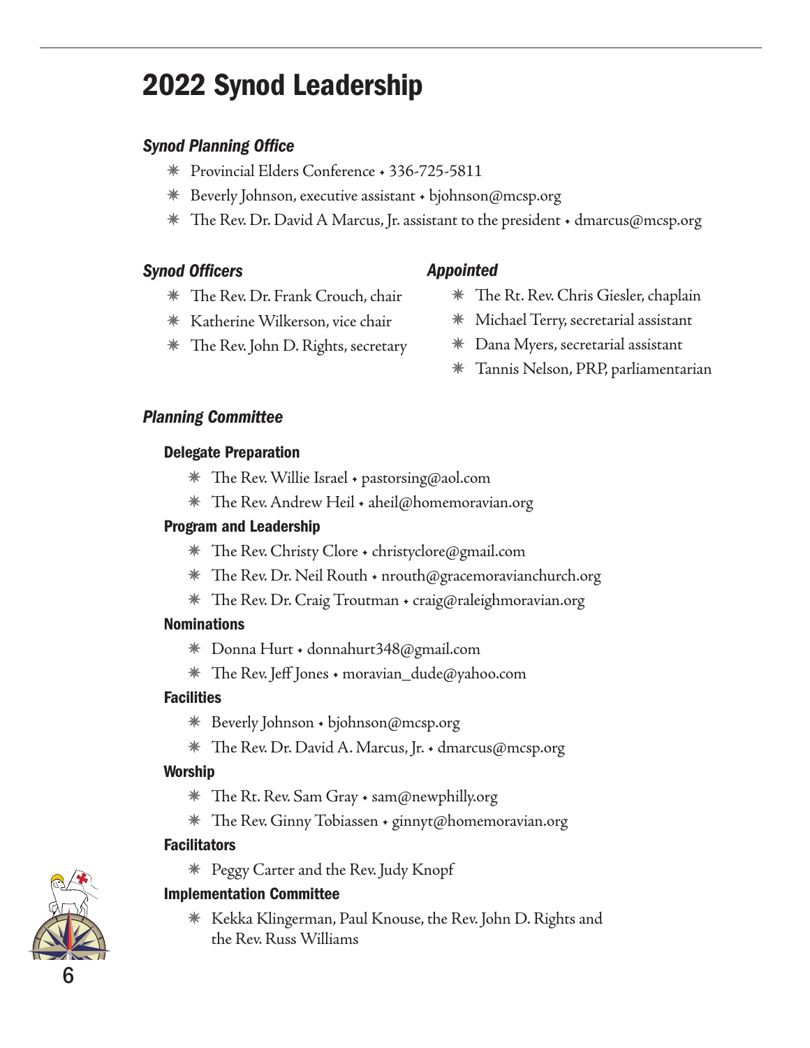# 2022 Synod Leadership

### *Synod Planning Office*

- Provincial Elders Conference • 336-725-5811
- Beverly Johnson, executive assistant • bjohnson@mcsp.org
- The Rev. Dr. David A Marcus, Jr. assistant to the president • dmarcus@mcsp.org

### *Synod Officers*

- The Rev. Dr. Frank Crouch, chair
- Katherine Wilkerson, vice chair
- The Rev. John D. Rights, secretary

### *Appointed*

- The Rt. Rev. Chris Giesler, chaplain
- Michael Terry, secretarial assistant
- Dana Myers, secretarial assistant
- Tannis Nelson, PRP, parliamentarian

### *Planning Committee*

#### Delegate Preparation

- The Rev. Willie Israel • pastorsing@aol.com
- The Rev. Andrew Heil • aheil@homemoravian.org

#### Program and Leadership

- The Rev. Christy Clore • christyclore@gmail.com
- The Rev. Dr. Neil Routh • nrouth@gracemoravianchurch.org
- The Rev. Dr. Craig Troutman • craig@raleighmoravian.org

#### Nominations

- Donna Hurt • donnahurt348@gmail.com
- The Rev. Jeff Jones • moravian_dude@yahoo.com

#### Facilities

- Beverly Johnson • bjohnson@mcsp.org
- The Rev. Dr. David A. Marcus, Jr. • dmarcus@mcsp.org

#### Worship

- The Rt. Rev. Sam Gray • sam@newphilly.org
- The Rev. Ginny Tobiassen • ginnyt@homemoravian.org

#### Facilitators

- Peggy Carter and the Rev. Judy Knopf

#### Implementation Committee

- Kekka Klingerman, Paul Knouse, the Rev. John D. Rights and the Rev. Russ Williams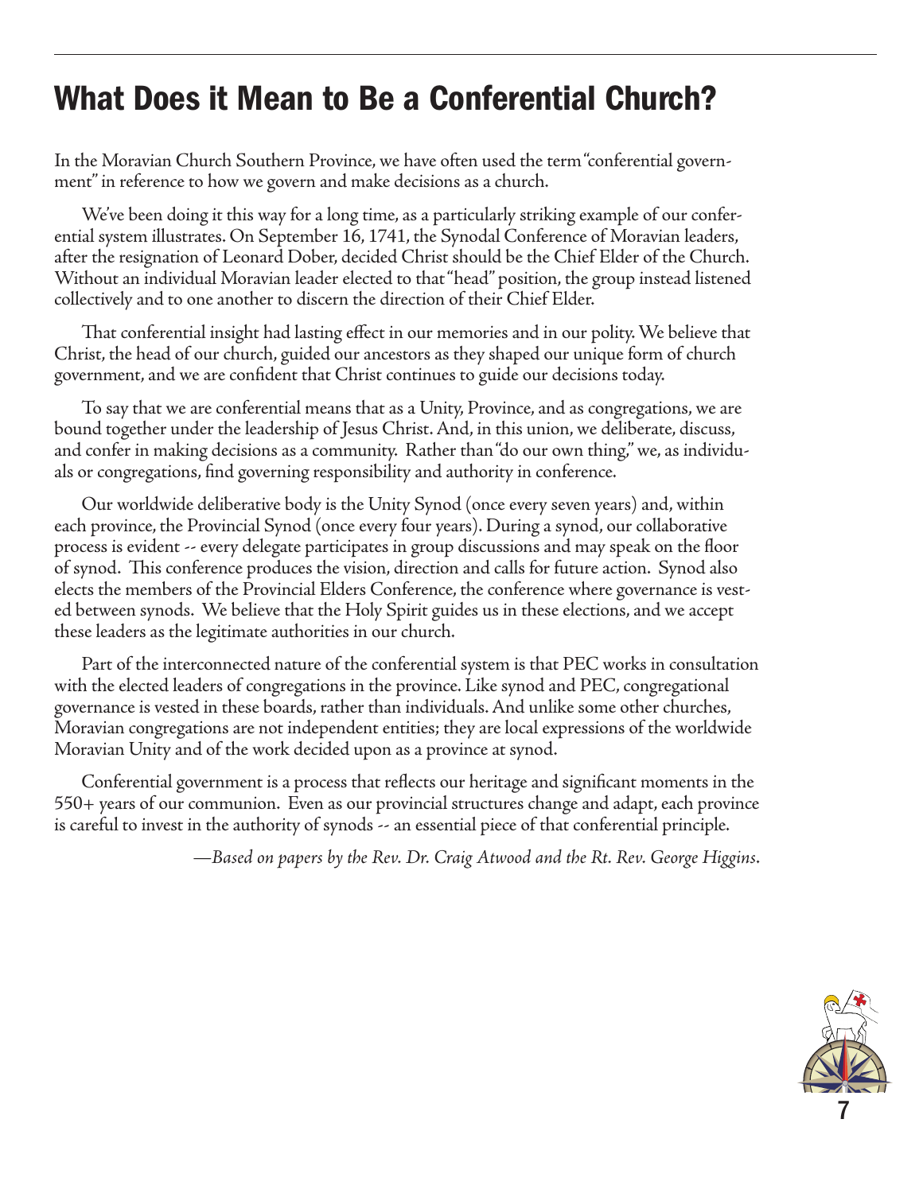# What Does it Mean to Be a Conferential Church?

In the Moravian Church Southern Province, we have often used the term "conferential government" in reference to how we govern and make decisions as a church.

We've been doing it this way for a long time, as a particularly striking example of our conferential system illustrates. On September 16, 1741, the Synodal Conference of Moravian leaders, after the resignation of Leonard Dober, decided Christ should be the Chief Elder of the Church. Without an individual Moravian leader elected to that "head" position, the group instead listened collectively and to one another to discern the direction of their Chief Elder.

That conferential insight had lasting effect in our memories and in our polity. We believe that Christ, the head of our church, guided our ancestors as they shaped our unique form of church government, and we are confident that Christ continues to guide our decisions today.

To say that we are conferential means that as a Unity, Province, and as congregations, we are bound together under the leadership of Jesus Christ. And, in this union, we deliberate, discuss, and confer in making decisions as a community. Rather than "do our own thing," we, as individuals or congregations, find governing responsibility and authority in conference.

Our worldwide deliberative body is the Unity Synod (once every seven years) and, within each province, the Provincial Synod (once every four years). During a synod, our collaborative process is evident -- every delegate participates in group discussions and may speak on the floor of synod. This conference produces the vision, direction and calls for future action. Synod also elects the members of the Provincial Elders Conference, the conference where governance is vested between synods. We believe that the Holy Spirit guides us in these elections, and we accept these leaders as the legitimate authorities in our church.

Part of the interconnected nature of the conferential system is that PEC works in consultation with the elected leaders of congregations in the province. Like synod and PEC, congregational governance is vested in these boards, rather than individuals. And unlike some other churches, Moravian congregations are not independent entities; they are local expressions of the worldwide Moravian Unity and of the work decided upon as a province at synod.

Conferential government is a process that reflects our heritage and significant moments in the 550+ years of our communion. Even as our provincial structures change and adapt, each province is careful to invest in the authority of synods -- an essential piece of that conferential principle.

*—Based on papers by the Rev. Dr. Craig Atwood and the Rt. Rev. George Higgins.*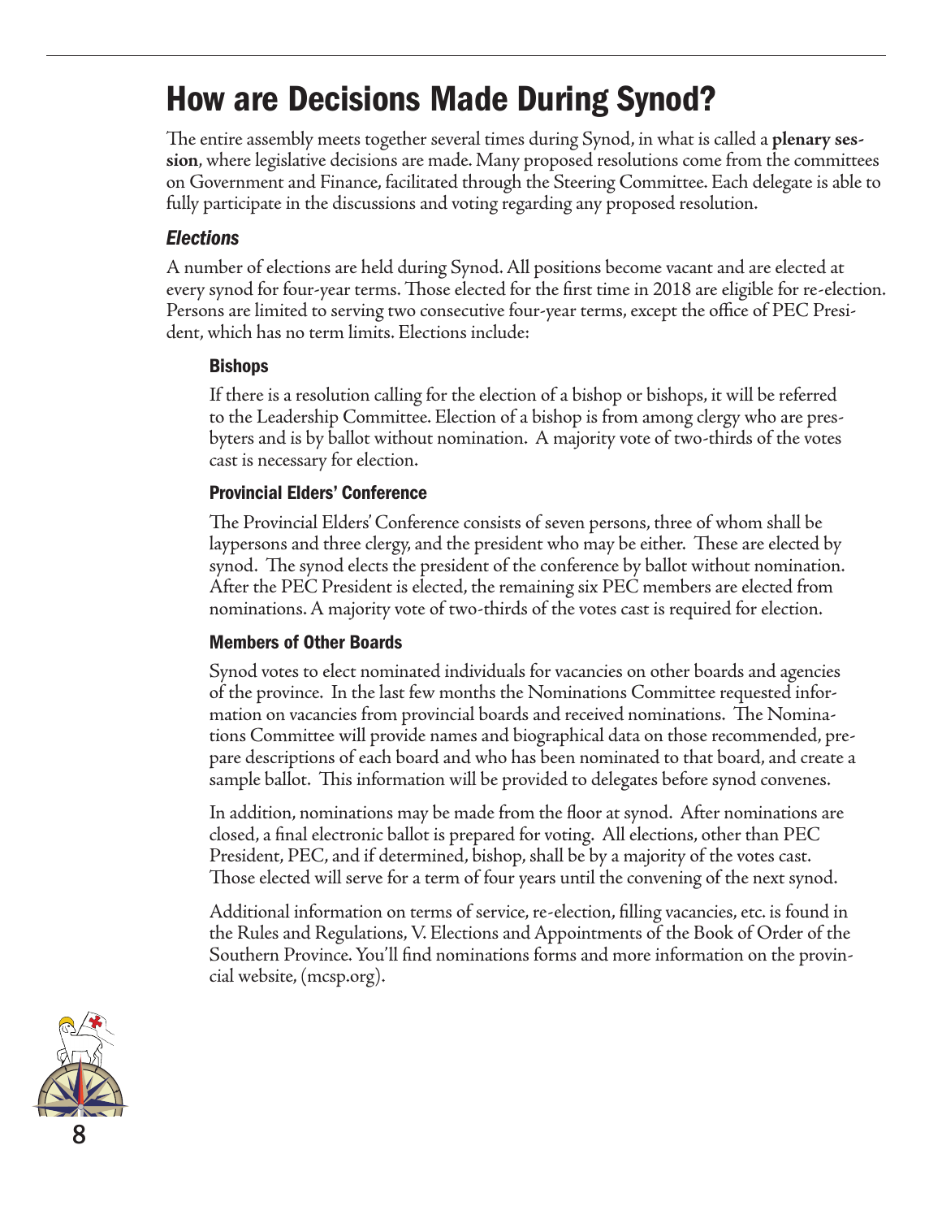# How are Decisions Made During Synod?

The entire assembly meets together several times during Synod, in what is called a **plenary session**, where legislative decisions are made. Many proposed resolutions come from the committees on Government and Finance, facilitated through the Steering Committee. Each delegate is able to fully participate in the discussions and voting regarding any proposed resolution.

## *Elections*

A number of elections are held during Synod. All positions become vacant and are elected at every synod for four-year terms. Those elected for the first time in 2018 are eligible for re-election. Persons are limited to serving two consecutive four-year terms, except the office of PEC President, which has no term limits. Elections include:

### Bishops

If there is a resolution calling for the election of a bishop or bishops, it will be referred to the Leadership Committee. Election of a bishop is from among clergy who are presbyters and is by ballot without nomination. A majority vote of two-thirds of the votes cast is necessary for election.

### Provincial Elders' Conference

The Provincial Elders' Conference consists of seven persons, three of whom shall be laypersons and three clergy, and the president who may be either. These are elected by synod. The synod elects the president of the conference by ballot without nomination. After the PEC President is elected, the remaining six PEC members are elected from nominations. A majority vote of two-thirds of the votes cast is required for election.

### Members of Other Boards

Synod votes to elect nominated individuals for vacancies on other boards and agencies of the province. In the last few months the Nominations Committee requested information on vacancies from provincial boards and received nominations. The Nominations Committee will provide names and biographical data on those recommended, prepare descriptions of each board and who has been nominated to that board, and create a sample ballot. This information will be provided to delegates before synod convenes.

In addition, nominations may be made from the floor at synod. After nominations are closed, a final electronic ballot is prepared for voting. All elections, other than PEC President, PEC, and if determined, bishop, shall be by a majority of the votes cast. Those elected will serve for a term of four years until the convening of the next synod.

Additional information on terms of service, re-election, filling vacancies, etc. is found in the Rules and Regulations, V. Elections and Appointments of the Book of Order of the Southern Province. You'll find nominations forms and more information on the provincial website, (mcsp.org).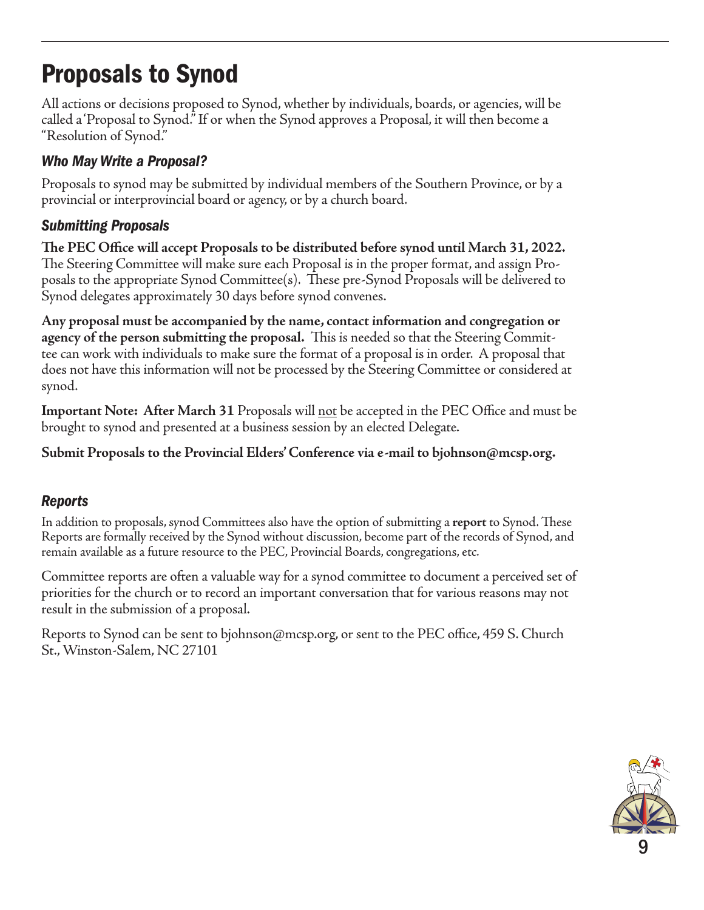# Proposals to Synod

All actions or decisions proposed to Synod, whether by individuals, boards, or agencies, will be called a 'Proposal to Synod." If or when the Synod approves a Proposal, it will then become a "Resolution of Synod."

### *Who May Write a Proposal?*

Proposals to synod may be submitted by individual members of the Southern Province, or by a provincial or interprovincial board or agency, or by a church board.

### *Submitting Proposals*

**The PEC Office will accept Proposals to be distributed before synod until March 31, 2022.** The Steering Committee will make sure each Proposal is in the proper format, and assign Proposals to the appropriate Synod Committee(s). These pre-Synod Proposals will be delivered to Synod delegates approximately 30 days before synod convenes.

**Any proposal must be accompanied by the name, contact information and congregation or agency of the person submitting the proposal.** This is needed so that the Steering Committee can work with individuals to make sure the format of a proposal is in order. A proposal that does not have this information will not be processed by the Steering Committee or considered at synod.

**Important Note: After March 31** Proposals will <u>not</u> be accepted in the PEC Office and must be brought to synod and presented at a business session by an elected Delegate.

**Submit Proposals to the Provincial Elders' Conference via e-mail to bjohnson@mcsp.org.**

### *Reports*

In addition to proposals, synod Committees also have the option of submitting a **report** to Synod. These Reports are formally received by the Synod without discussion, become part of the records of Synod, and remain available as a future resource to the PEC, Provincial Boards, congregations, etc.

Committee reports are often a valuable way for a synod committee to document a perceived set of priorities for the church or to record an important conversation that for various reasons may not result in the submission of a proposal.

Reports to Synod can be sent to bjohnson@mcsp.org, or sent to the PEC office, 459 S. Church St., Winston-Salem, NC 27101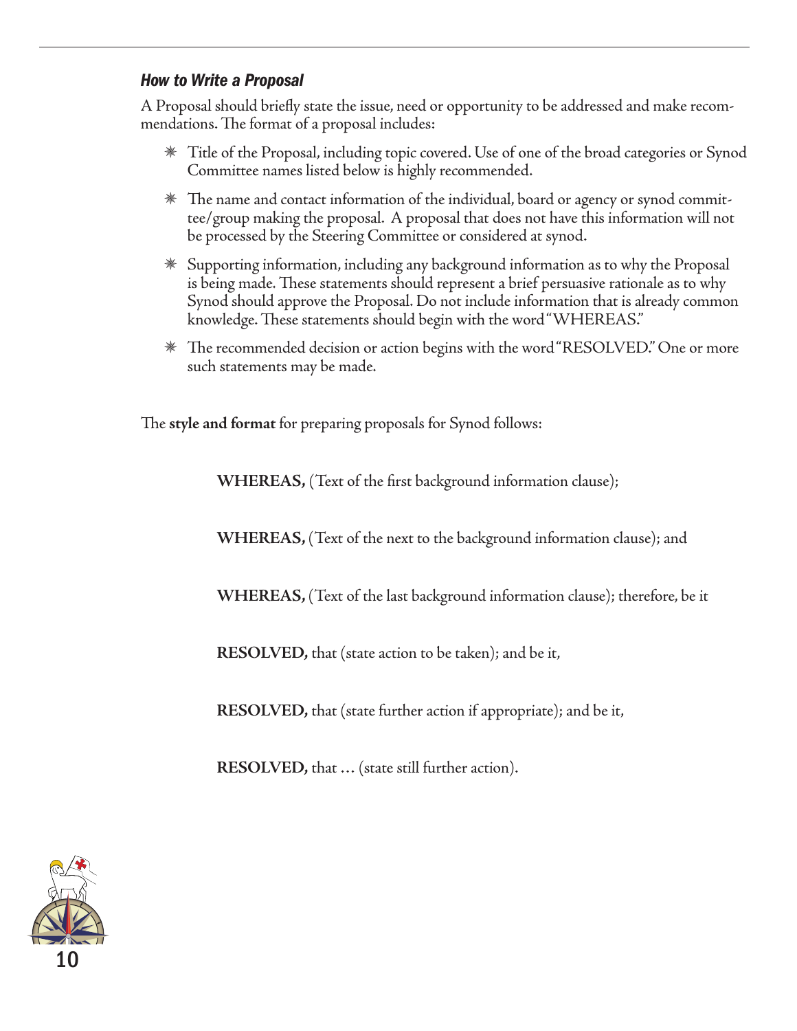### *How to Write a Proposal*

A Proposal should briefly state the issue, need or opportunity to be addressed and make recommendations. The format of a proposal includes:

- Title of the Proposal, including topic covered. Use of one of the broad categories or Synod Committee names listed below is highly recommended.
- The name and contact information of the individual, board or agency or synod committee/group making the proposal. A proposal that does not have this information will not be processed by the Steering Committee or considered at synod.
- Supporting information, including any background information as to why the Proposal is being made. These statements should represent a brief persuasive rationale as to why Synod should approve the Proposal. Do not include information that is already common knowledge. These statements should begin with the word "WHEREAS."
- The recommended decision or action begins with the word "RESOLVED." One or more such statements may be made.

The **style and format** for preparing proposals for Synod follows:

**WHEREAS,** (Text of the first background information clause);

**WHEREAS,** (Text of the next to the background information clause); and

**WHEREAS,** (Text of the last background information clause); therefore, be it

**RESOLVED,** that (state action to be taken); and be it,

**RESOLVED,** that (state further action if appropriate); and be it,

**RESOLVED,** that … (state still further action).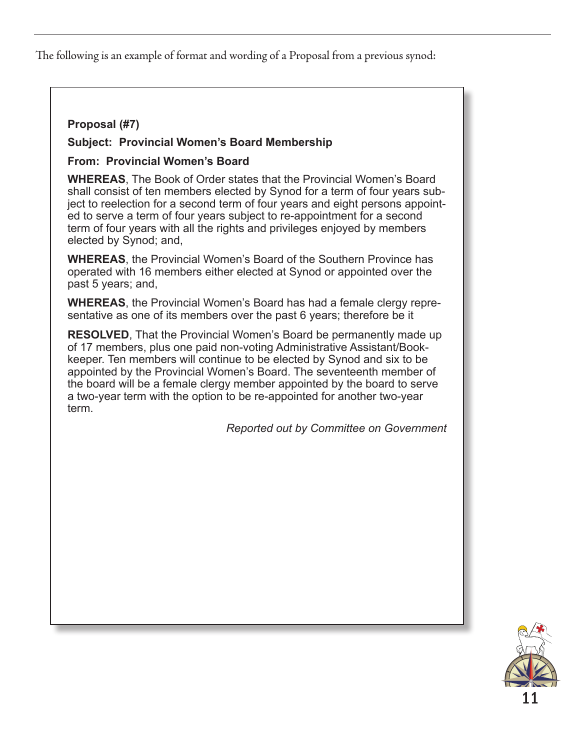The following is an example of format and wording of a Proposal from a previous synod:

**Proposal (#7)**

**Subject: Provincial Women's Board Membership**

**From: Provincial Women's Board**

**WHEREAS**, The Book of Order states that the Provincial Women's Board shall consist of ten members elected by Synod for a term of four years subject to reelection for a second term of four years and eight persons appointed to serve a term of four years subject to re-appointment for a second term of four years with all the rights and privileges enjoyed by members elected by Synod; and,

**WHEREAS**, the Provincial Women's Board of the Southern Province has operated with 16 members either elected at Synod or appointed over the past 5 years; and,

**WHEREAS**, the Provincial Women's Board has had a female clergy representative as one of its members over the past 6 years; therefore be it

**RESOLVED**, That the Provincial Women's Board be permanently made up of 17 members, plus one paid non-voting Administrative Assistant/Bookkeeper. Ten members will continue to be elected by Synod and six to be appointed by the Provincial Women's Board. The seventeenth member of the board will be a female clergy member appointed by the board to serve a two-year term with the option to be re-appointed for another two-year term.

*Reported out by Committee on Government*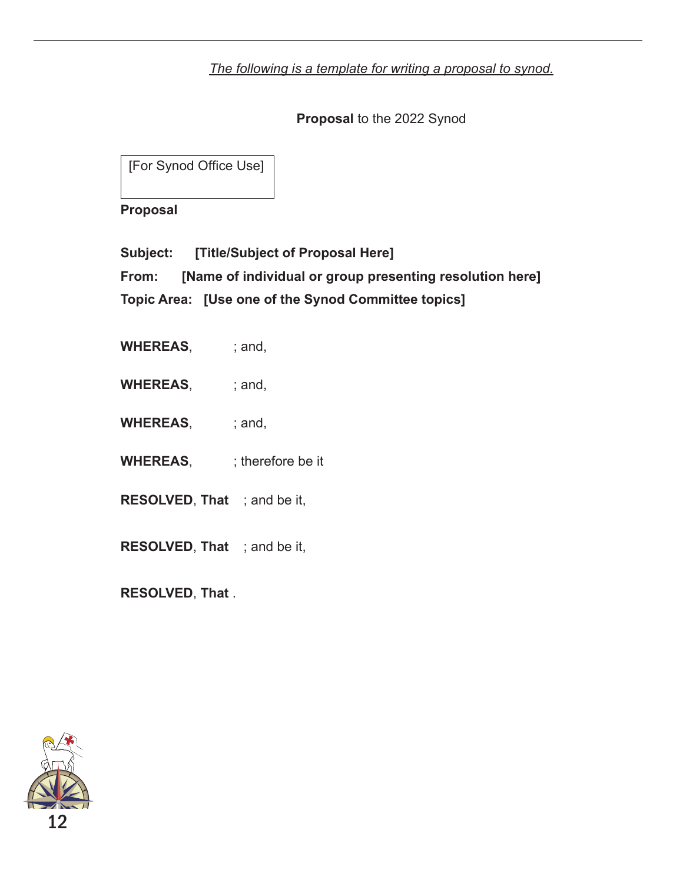*<u>The following is a template for writing a proposal to synod.</u>*

**Proposal** to the 2022 Synod

[For Synod Office Use]

**Proposal**

**Subject:** **[Title/Subject of Proposal Here]**

**From:** **[Name of individual or group presenting resolution here]**

**Topic Area:** **[Use one of the Synod Committee topics]**

**WHEREAS**, ; and,

**WHEREAS**, ; and,

**WHEREAS**, ; and,

**WHEREAS**, ; therefore be it

**RESOLVED**, **That** ; and be it,

**RESOLVED**, **That** ; and be it,

**RESOLVED**, **That** .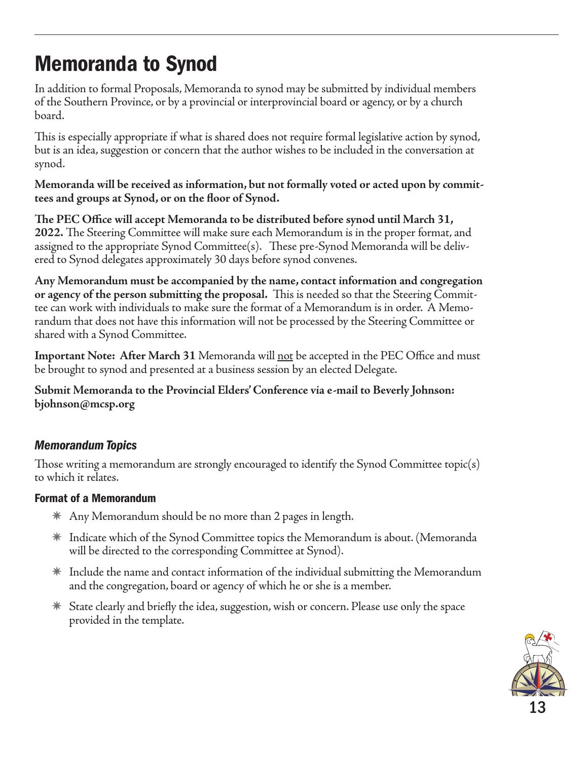# Memoranda to Synod

In addition to formal Proposals, Memoranda to synod may be submitted by individual members of the Southern Province, or by a provincial or interprovincial board or agency, or by a church board.

This is especially appropriate if what is shared does not require formal legislative action by synod, but is an idea, suggestion or concern that the author wishes to be included in the conversation at synod.

**Memoranda will be received as information, but not formally voted or acted upon by committees and groups at Synod, or on the floor of Synod.**

**The PEC Office will accept Memoranda to be distributed before synod until March 31, 2022.** The Steering Committee will make sure each Memorandum is in the proper format, and assigned to the appropriate Synod Committee(s). These pre-Synod Memoranda will be delivered to Synod delegates approximately 30 days before synod convenes.

**Any Memorandum must be accompanied by the name, contact information and congregation or agency of the person submitting the proposal.** This is needed so that the Steering Committee can work with individuals to make sure the format of a Memorandum is in order. A Memorandum that does not have this information will not be processed by the Steering Committee or shared with a Synod Committee.

**Important Note: After March 31** Memoranda will not be accepted in the PEC Office and must be brought to synod and presented at a business session by an elected Delegate.

**Submit Memoranda to the Provincial Elders' Conference via e-mail to Beverly Johnson: bjohnson@mcsp.org**

## *Memorandum Topics*

Those writing a memorandum are strongly encouraged to identify the Synod Committee topic(s) to which it relates.

### Format of a Memorandum

- Any Memorandum should be no more than 2 pages in length.
- Indicate which of the Synod Committee topics the Memorandum is about. (Memoranda will be directed to the corresponding Committee at Synod).
- Include the name and contact information of the individual submitting the Memorandum and the congregation, board or agency of which he or she is a member.
- State clearly and briefly the idea, suggestion, wish or concern. Please use only the space provided in the template.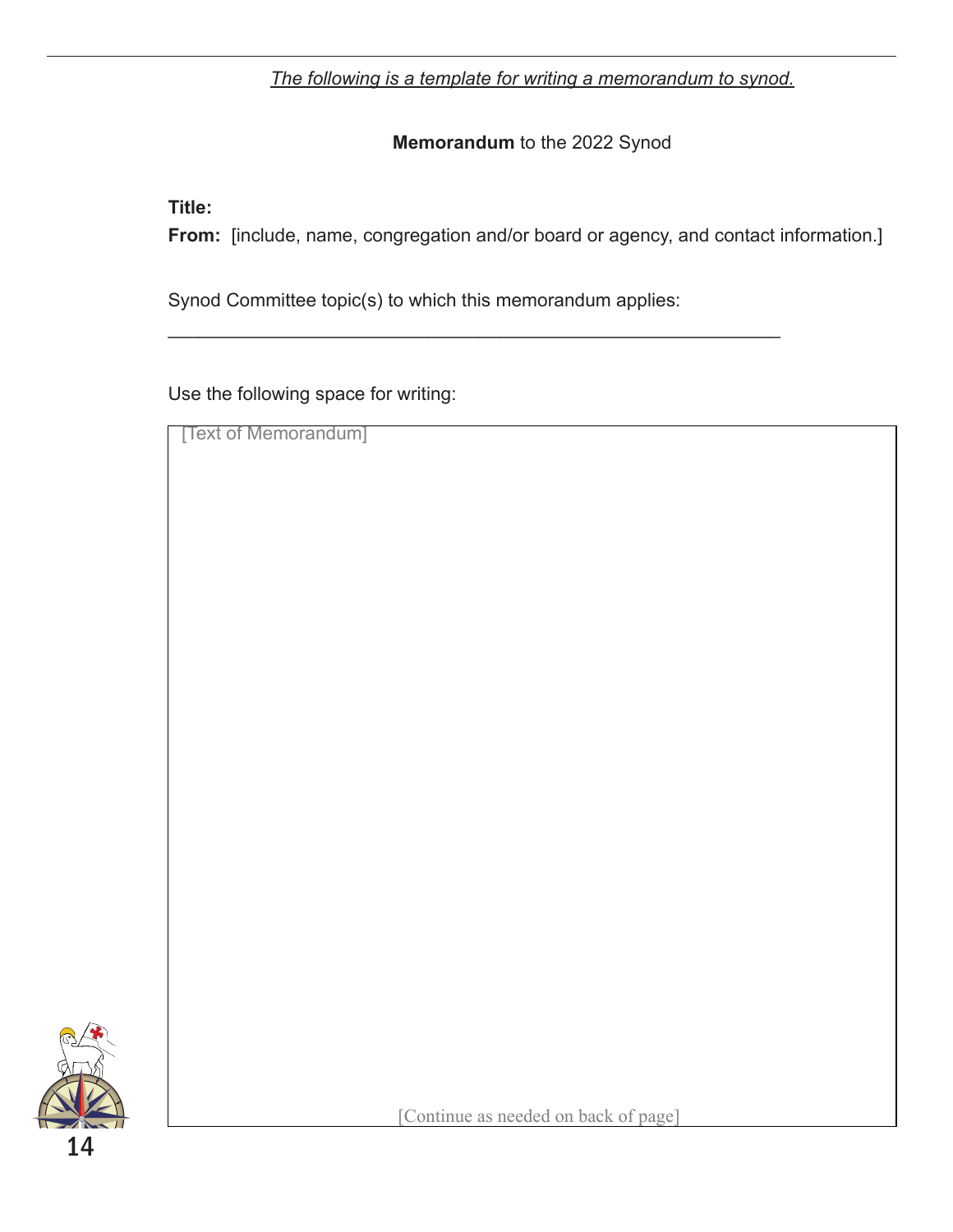*The following is a template for writing a memorandum to synod.*

**Memorandum** to the 2022 Synod

**Title:**

**From:** [include, name, congregation and/or board or agency, and contact information.]

Synod Committee topic(s) to which this memorandum applies:

____________________________________________________________

Use the following space for writing:

[Text of Memorandum]

[Continue as needed on back of page]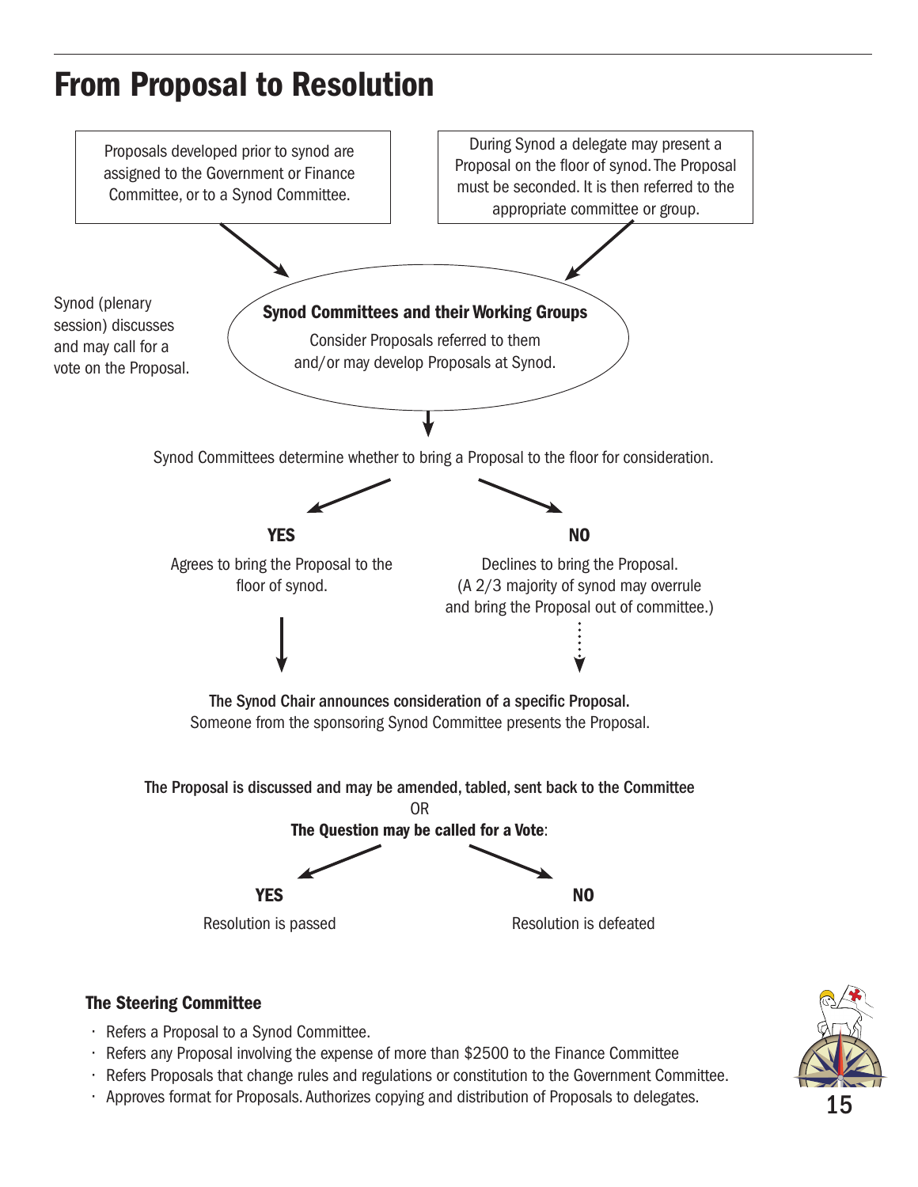# From Proposal to Resolution

Proposals developed prior to synod are assigned to the Government or Finance Committee, or to a Synod Committee.

During Synod a delegate may present a Proposal on the floor of synod. The Proposal must be seconded. It is then referred to the appropriate committee or group.

Synod (plenary session) discusses and may call for a vote on the Proposal.

**Synod Committees and their Working Groups**

Consider Proposals referred to them and/or may develop Proposals at Synod.

Synod Committees determine whether to bring a Proposal to the floor for consideration.

**YES**

Agrees to bring the Proposal to the floor of synod.

**NO**

Declines to bring the Proposal. (A 2/3 majority of synod may overrule and bring the Proposal out of committee.)

**The Synod Chair announces consideration of a specific Proposal.**
Someone from the sponsoring Synod Committee presents the Proposal.

**The Proposal is discussed and may be amended, tabled, sent back to the Committee**

OR

**The Question may be called for a Vote**:

**YES**

Resolution is passed

**NO**

Resolution is defeated

### The Steering Committee

- Refers a Proposal to a Synod Committee.
- Refers any Proposal involving the expense of more than $2500 to the Finance Committee
- Refers Proposals that change rules and regulations or constitution to the Government Committee.
- Approves format for Proposals. Authorizes copying and distribution of Proposals to delegates.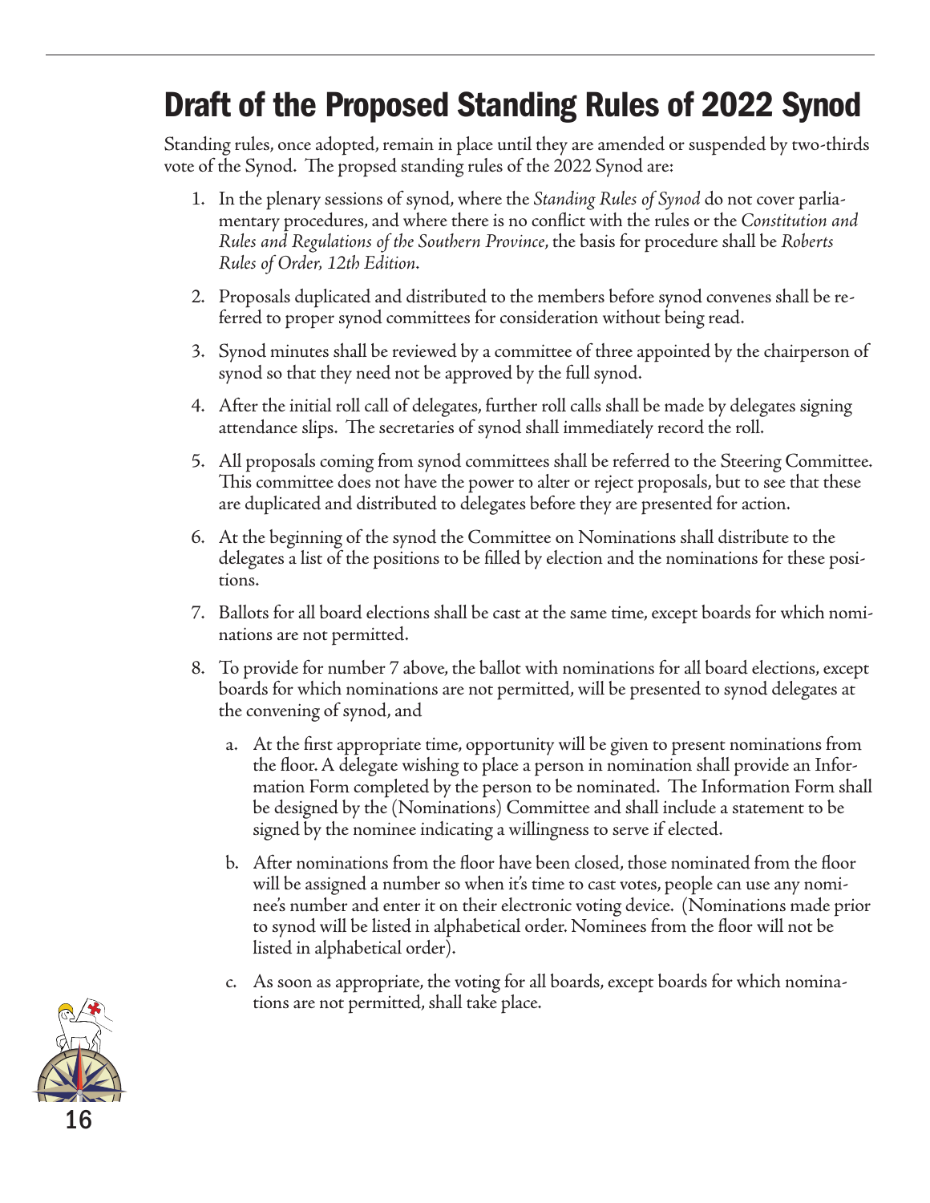# Draft of the Proposed Standing Rules of 2022 Synod

Standing rules, once adopted, remain in place until they are amended or suspended by two-thirds vote of the Synod. The propsed standing rules of the 2022 Synod are:

1. In the plenary sessions of synod, where the *Standing Rules of Synod* do not cover parliamentary procedures, and where there is no conflict with the rules or the *Constitution and Rules and Regulations of the Southern Province*, the basis for procedure shall be *Roberts Rules of Order, 12th Edition*.
2. Proposals duplicated and distributed to the members before synod convenes shall be referred to proper synod committees for consideration without being read.
3. Synod minutes shall be reviewed by a committee of three appointed by the chairperson of synod so that they need not be approved by the full synod.
4. After the initial roll call of delegates, further roll calls shall be made by delegates signing attendance slips. The secretaries of synod shall immediately record the roll.
5. All proposals coming from synod committees shall be referred to the Steering Committee. This committee does not have the power to alter or reject proposals, but to see that these are duplicated and distributed to delegates before they are presented for action.
6. At the beginning of the synod the Committee on Nominations shall distribute to the delegates a list of the positions to be filled by election and the nominations for these positions.
7. Ballots for all board elections shall be cast at the same time, except boards for which nominations are not permitted.
8. To provide for number 7 above, the ballot with nominations for all board elections, except boards for which nominations are not permitted, will be presented to synod delegates at the convening of synod, and
   a. At the first appropriate time, opportunity will be given to present nominations from the floor. A delegate wishing to place a person in nomination shall provide an Information Form completed by the person to be nominated. The Information Form shall be designed by the (Nominations) Committee and shall include a statement to be signed by the nominee indicating a willingness to serve if elected.
   b. After nominations from the floor have been closed, those nominated from the floor will be assigned a number so when it's time to cast votes, people can use any nominee's number and enter it on their electronic voting device. (Nominations made prior to synod will be listed in alphabetical order. Nominees from the floor will not be listed in alphabetical order).
   c. As soon as appropriate, the voting for all boards, except boards for which nominations are not permitted, shall take place.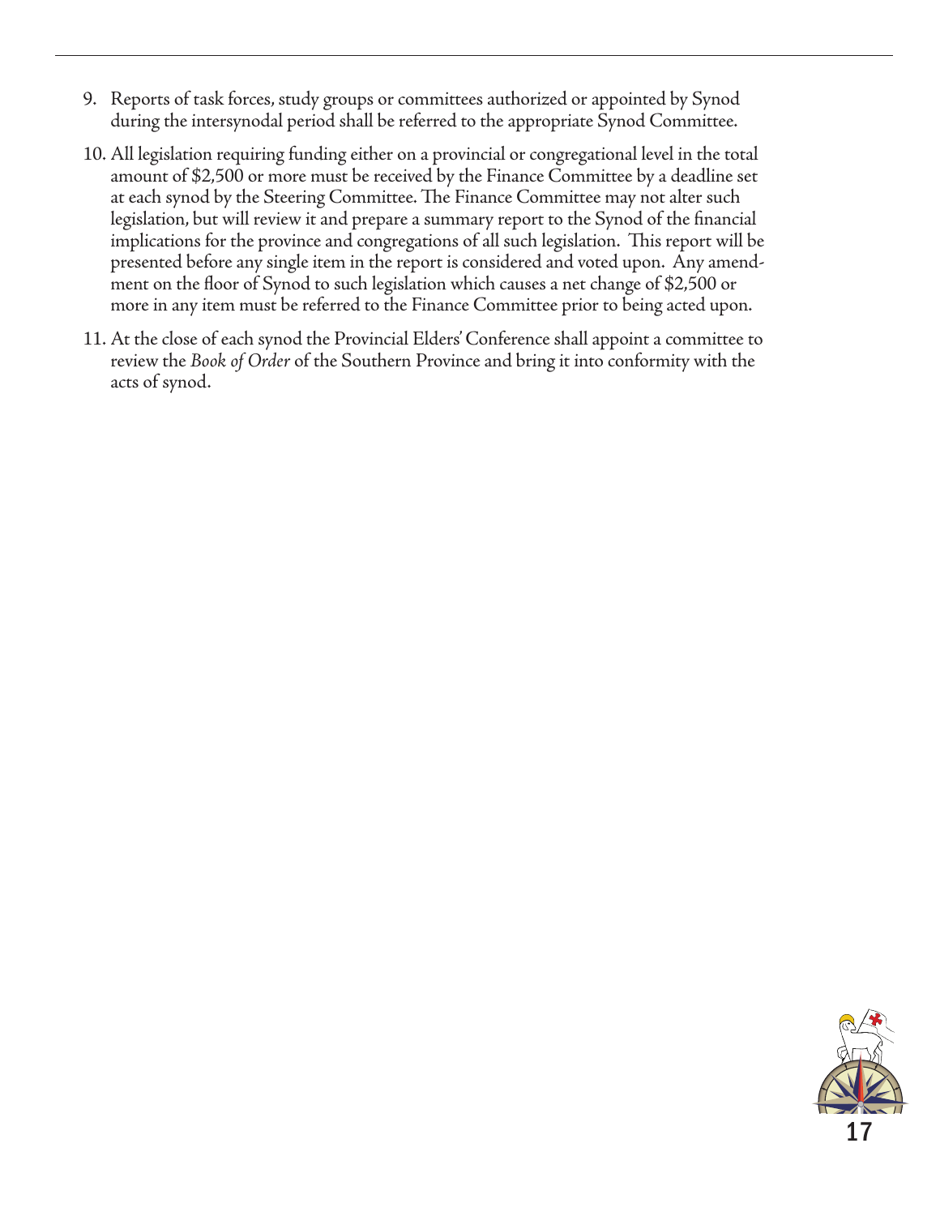9. Reports of task forces, study groups or committees authorized or appointed by Synod during the intersynodal period shall be referred to the appropriate Synod Committee.

10. All legislation requiring funding either on a provincial or congregational level in the total amount of $2,500 or more must be received by the Finance Committee by a deadline set at each synod by the Steering Committee. The Finance Committee may not alter such legislation, but will review it and prepare a summary report to the Synod of the financial implications for the province and congregations of all such legislation. This report will be presented before any single item in the report is considered and voted upon. Any amendment on the floor of Synod to such legislation which causes a net change of $2,500 or more in any item must be referred to the Finance Committee prior to being acted upon.

11. At the close of each synod the Provincial Elders' Conference shall appoint a committee to review the *Book of Order* of the Southern Province and bring it into conformity with the acts of synod.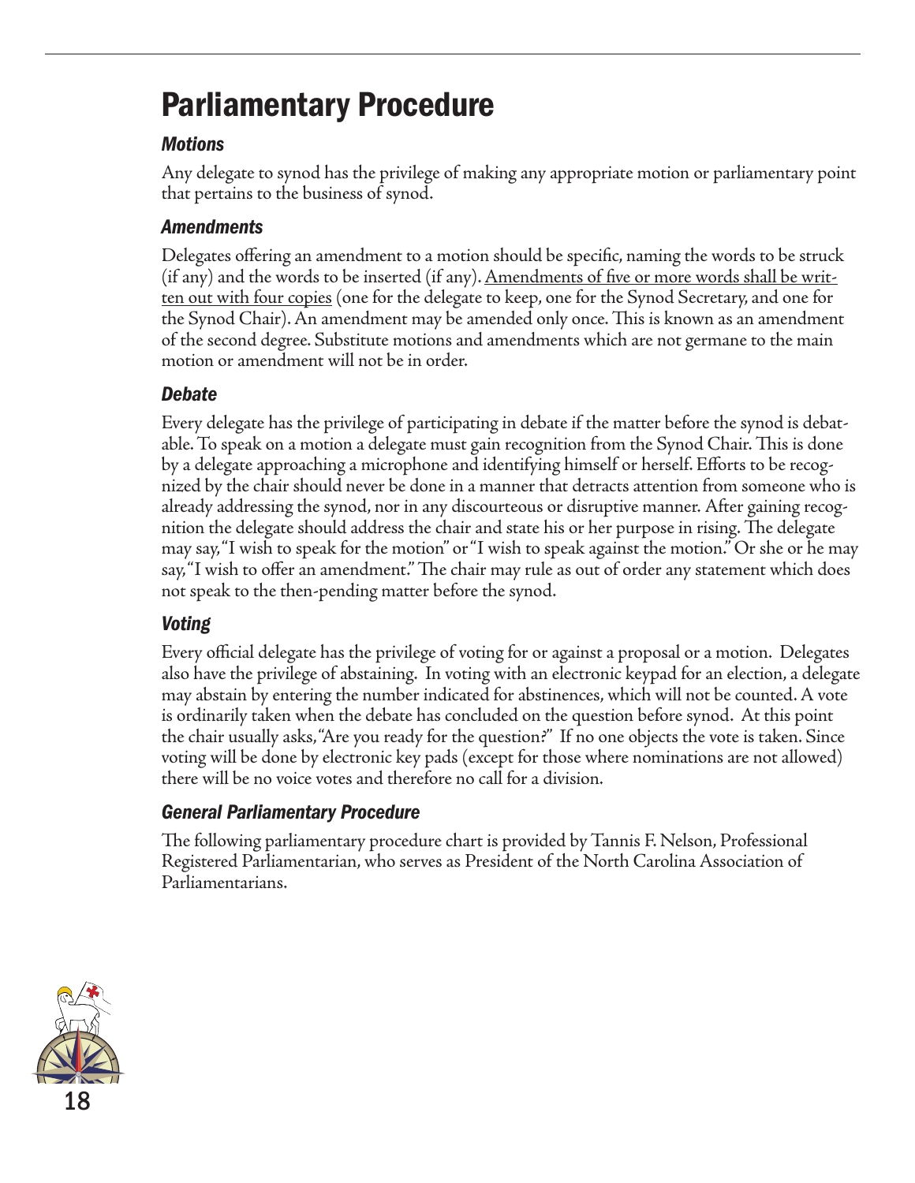# Parliamentary Procedure

### *Motions*

Any delegate to synod has the privilege of making any appropriate motion or parliamentary point that pertains to the business of synod.

### *Amendments*

Delegates offering an amendment to a motion should be specific, naming the words to be struck (if any) and the words to be inserted (if any). <u>Amendments of five or more words shall be written out with four copies</u> (one for the delegate to keep, one for the Synod Secretary, and one for the Synod Chair). An amendment may be amended only once. This is known as an amendment of the second degree. Substitute motions and amendments which are not germane to the main motion or amendment will not be in order.

### *Debate*

Every delegate has the privilege of participating in debate if the matter before the synod is debatable. To speak on a motion a delegate must gain recognition from the Synod Chair. This is done by a delegate approaching a microphone and identifying himself or herself. Efforts to be recognized by the chair should never be done in a manner that detracts attention from someone who is already addressing the synod, nor in any discourteous or disruptive manner. After gaining recognition the delegate should address the chair and state his or her purpose in rising. The delegate may say, "I wish to speak for the motion" or "I wish to speak against the motion." Or she or he may say, "I wish to offer an amendment." The chair may rule as out of order any statement which does not speak to the then-pending matter before the synod.

### *Voting*

Every official delegate has the privilege of voting for or against a proposal or a motion. Delegates also have the privilege of abstaining. In voting with an electronic keypad for an election, a delegate may abstain by entering the number indicated for abstinences, which will not be counted. A vote is ordinarily taken when the debate has concluded on the question before synod. At this point the chair usually asks, "Are you ready for the question?" If no one objects the vote is taken. Since voting will be done by electronic key pads (except for those where nominations are not allowed) there will be no voice votes and therefore no call for a division.

### *General Parliamentary Procedure*

The following parliamentary procedure chart is provided by Tannis F. Nelson, Professional Registered Parliamentarian, who serves as President of the North Carolina Association of Parliamentarians.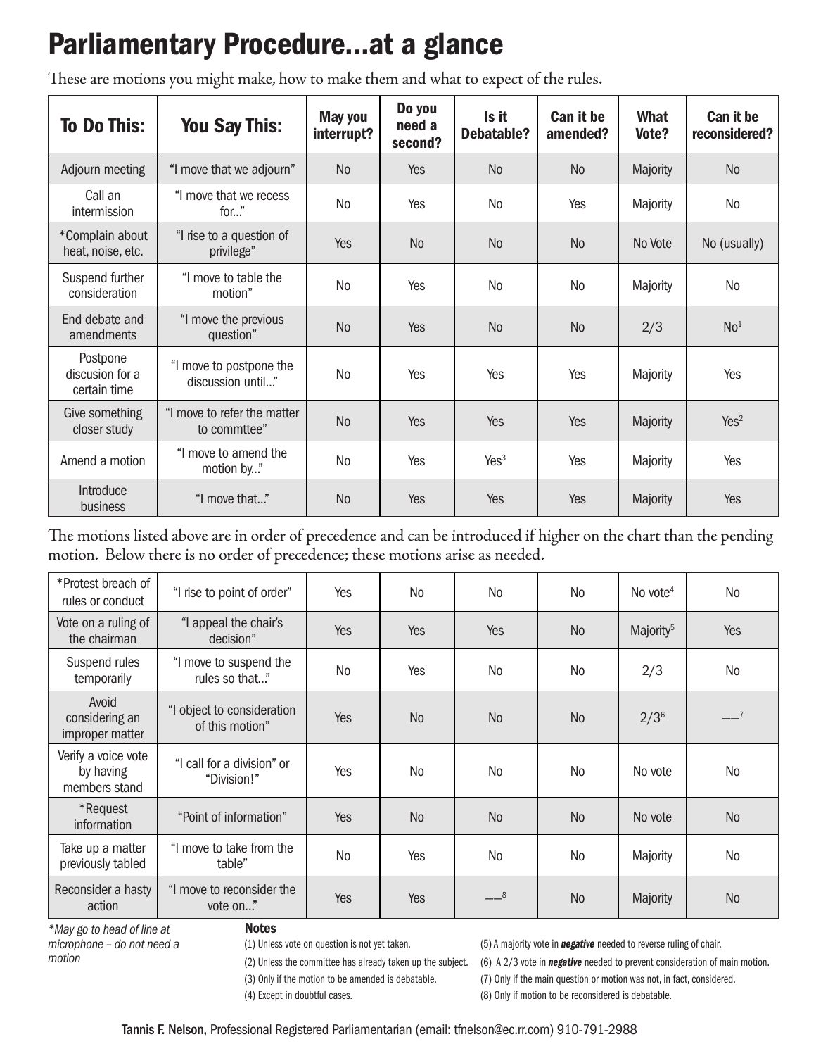# Parliamentary Procedure...at a glance

These are motions you might make, how to make them and what to expect of the rules.

| To Do This: | You Say This: | May you interrupt? | Do you need a second? | Is it Debatable? | Can it be amended? | What Vote? | Can it be reconsidered? |
|---|---|---|---|---|---|---|---|
| Adjourn meeting | "I move that we adjourn" | No | Yes | No | No | Majority | No |
| Call an intermission | "I move that we recess for..." | No | Yes | No | Yes | Majority | No |
| *Complain about heat, noise, etc. | "I rise to a question of privilege" | Yes | No | No | No | No Vote | No (usually) |
| Suspend further consideration | "I move to table the motion" | No | Yes | No | No | Majority | No |
| End debate and amendments | "I move the previous question" | No | Yes | No | No | 2/3 | No[1] |
| Postpone discussion for a certain time | "I move to postpone the discussion until..." | No | Yes | Yes | Yes | Majority | Yes |
| Give something closer study | "I move to refer the matter to commttee" | No | Yes | Yes | Yes | Majority | Yes[2] |
| Amend a motion | "I move to amend the motion by..." | No | Yes | Yes[3] | Yes | Majority | Yes |
| Introduce business | "I move that..." | No | Yes | Yes | Yes | Majority | Yes |

The motions listed above are in order of precedence and can be introduced if higher on the chart than the pending motion. Below there is no order of precedence; these motions arise as needed.

| To Do This: | You Say This: | May you interrupt? | Do you need a second? | Is it Debatable? | Can it be amended? | What Vote? | Can it be reconsidered? |
|---|---|---|---|---|---|---|---|
| *Protest breach of rules or conduct | "I rise to point of order" | Yes | No | No | No | No vote[4] | No |
| Vote on a ruling of the chairman | "I appeal the chair's decision" | Yes | Yes | Yes | No | Majority[5] | Yes |
| Suspend rules temporarily | "I move to suspend the rules so that..." | No | Yes | No | No | 2/3 | No |
| Avoid considering an improper matter | "I object to consideration of this motion" | Yes | No | No | No | 2/3[6] | —[7] |
| Verify a voice vote by having members stand | "I call for a division" or "Division!" | Yes | No | No | No | No vote | No |
| *Request information | "Point of information" | Yes | No | No | No | No vote | No |
| Take up a matter previously tabled | "I move to take from the table" | No | Yes | No | No | Majority | No |
| Reconsider a hasty action | "I move to reconsider the vote on..." | Yes | Yes | —[8] | No | Majority | No |

*\*May go to head of line at microphone – do not need a motion*

**Notes**

(1) Unless vote on question is not yet taken.
(2) Unless the committee has already taken up the subject.
(3) Only if the motion to be amended is debatable.
(4) Except in doubtful cases.
(5) A majority vote in ***negative*** needed to reverse ruling of chair.
(6) A 2/3 vote in ***negative*** needed to prevent consideration of main motion.
(7) Only if the main question or motion was not, in fact, considered.
(8) Only if motion to be reconsidered is debatable.

Tannis F. Nelson, Professional Registered Parliamentarian (email: tfnelson@ec.rr.com) 910-791-2988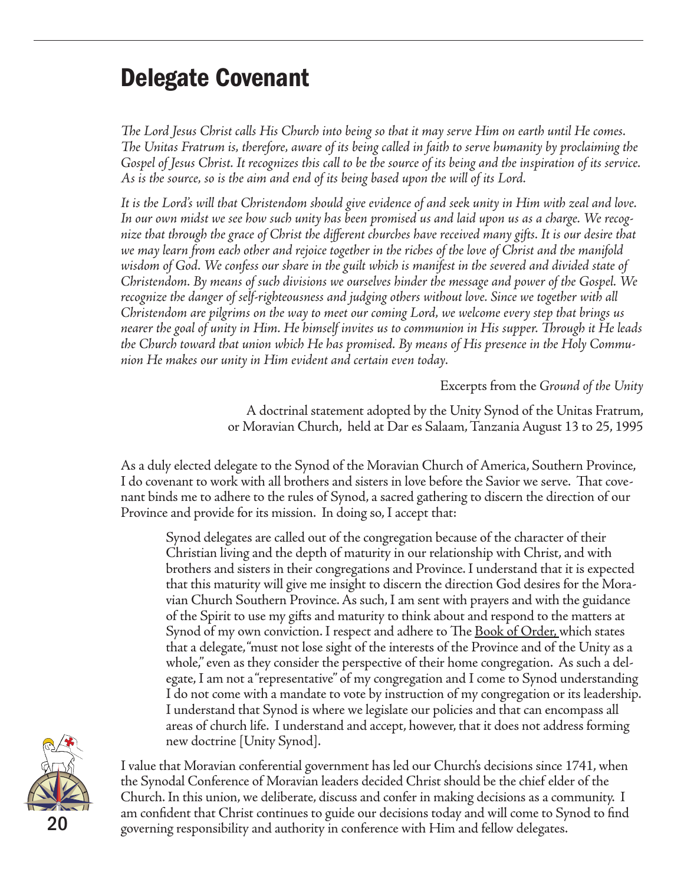# Delegate Covenant

*The Lord Jesus Christ calls His Church into being so that it may serve Him on earth until He comes. The Unitas Fratrum is, therefore, aware of its being called in faith to serve humanity by proclaiming the Gospel of Jesus Christ. It recognizes this call to be the source of its being and the inspiration of its service. As is the source, so is the aim and end of its being based upon the will of its Lord.*

*It is the Lord's will that Christendom should give evidence of and seek unity in Him with zeal and love. In our own midst we see how such unity has been promised us and laid upon us as a charge. We recognize that through the grace of Christ the different churches have received many gifts. It is our desire that we may learn from each other and rejoice together in the riches of the love of Christ and the manifold wisdom of God. We confess our share in the guilt which is manifest in the severed and divided state of Christendom. By means of such divisions we ourselves hinder the message and power of the Gospel. We recognize the danger of self-righteousness and judging others without love. Since we together with all Christendom are pilgrims on the way to meet our coming Lord, we welcome every step that brings us nearer the goal of unity in Him. He himself invites us to communion in His supper. Through it He leads the Church toward that union which He has promised. By means of His presence in the Holy Communion He makes our unity in Him evident and certain even today.*

Excerpts from the *Ground of the Unity*

A doctrinal statement adopted by the Unity Synod of the Unitas Fratrum, or Moravian Church, held at Dar es Salaam, Tanzania August 13 to 25, 1995

As a duly elected delegate to the Synod of the Moravian Church of America, Southern Province, I do covenant to work with all brothers and sisters in love before the Savior we serve. That covenant binds me to adhere to the rules of Synod, a sacred gathering to discern the direction of our Province and provide for its mission. In doing so, I accept that:

> Synod delegates are called out of the congregation because of the character of their Christian living and the depth of maturity in our relationship with Christ, and with brothers and sisters in their congregations and Province. I understand that it is expected that this maturity will give me insight to discern the direction God desires for the Moravian Church Southern Province. As such, I am sent with prayers and with the guidance of the Spirit to use my gifts and maturity to think about and respond to the matters at Synod of my own conviction. I respect and adhere to The Book of Order, which states that a delegate, "must not lose sight of the interests of the Province and of the Unity as a whole," even as they consider the perspective of their home congregation. As such a delegate, I am not a "representative" of my congregation and I come to Synod understanding I do not come with a mandate to vote by instruction of my congregation or its leadership. I understand that Synod is where we legislate our policies and that can encompass all areas of church life. I understand and accept, however, that it does not address forming new doctrine [Unity Synod].

I value that Moravian conferential government has led our Church's decisions since 1741, when the Synodal Conference of Moravian leaders decided Christ should be the chief elder of the Church. In this union, we deliberate, discuss and confer in making decisions as a community. I am confident that Christ continues to guide our decisions today and will come to Synod to find governing responsibility and authority in conference with Him and fellow delegates.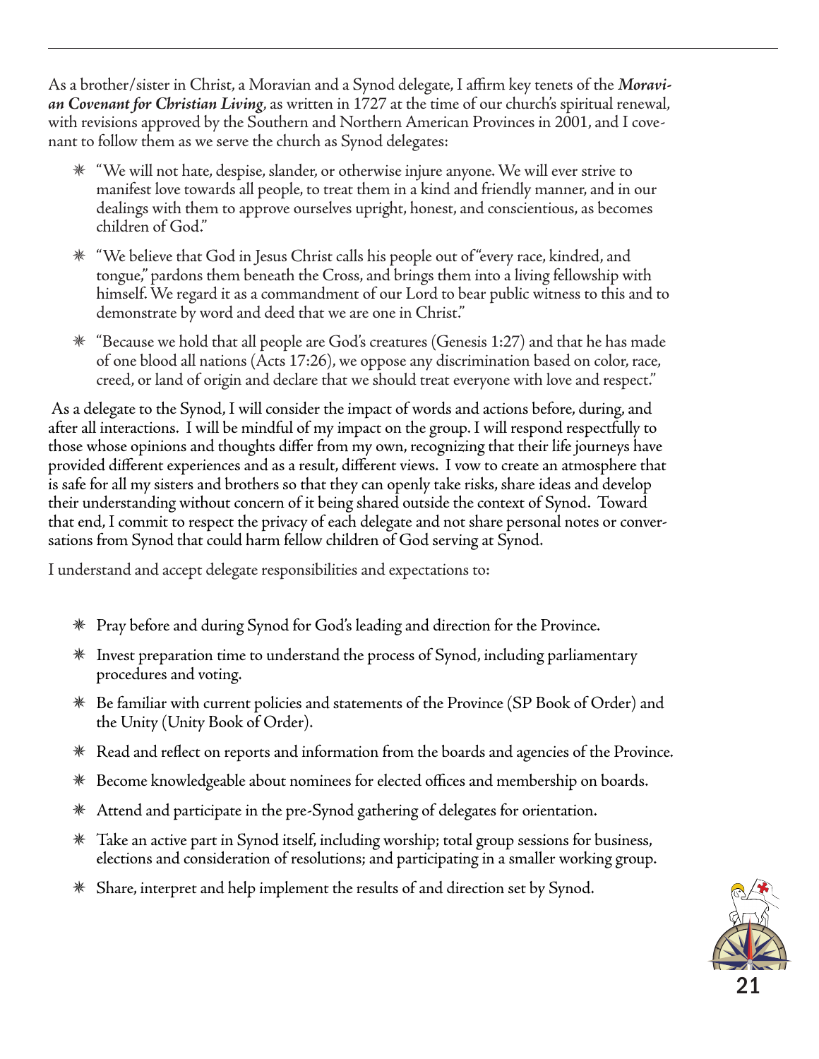As a brother/sister in Christ, a Moravian and a Synod delegate, I affirm key tenets of the ***Moravian Covenant for Christian Living***, as written in 1727 at the time of our church's spiritual renewal, with revisions approved by the Southern and Northern American Provinces in 2001, and I covenant to follow them as we serve the church as Synod delegates:

- "We will not hate, despise, slander, or otherwise injure anyone. We will ever strive to manifest love towards all people, to treat them in a kind and friendly manner, and in our dealings with them to approve ourselves upright, honest, and conscientious, as becomes children of God."
- "We believe that God in Jesus Christ calls his people out of "every race, kindred, and tongue," pardons them beneath the Cross, and brings them into a living fellowship with himself. We regard it as a commandment of our Lord to bear public witness to this and to demonstrate by word and deed that we are one in Christ."
- "Because we hold that all people are God's creatures (Genesis 1:27) and that he has made of one blood all nations (Acts 17:26), we oppose any discrimination based on color, race, creed, or land of origin and declare that we should treat everyone with love and respect."

As a delegate to the Synod, I will consider the impact of words and actions before, during, and after all interactions. I will be mindful of my impact on the group. I will respond respectfully to those whose opinions and thoughts differ from my own, recognizing that their life journeys have provided different experiences and as a result, different views. I vow to create an atmosphere that is safe for all my sisters and brothers so that they can openly take risks, share ideas and develop their understanding without concern of it being shared outside the context of Synod. Toward that end, I commit to respect the privacy of each delegate and not share personal notes or conversations from Synod that could harm fellow children of God serving at Synod.

I understand and accept delegate responsibilities and expectations to:

- Pray before and during Synod for God's leading and direction for the Province.
- Invest preparation time to understand the process of Synod, including parliamentary procedures and voting.
- Be familiar with current policies and statements of the Province (SP Book of Order) and the Unity (Unity Book of Order).
- Read and reflect on reports and information from the boards and agencies of the Province.
- Become knowledgeable about nominees for elected offices and membership on boards.
- Attend and participate in the pre-Synod gathering of delegates for orientation.
- Take an active part in Synod itself, including worship; total group sessions for business, elections and consideration of resolutions; and participating in a smaller working group.
- Share, interpret and help implement the results of and direction set by Synod.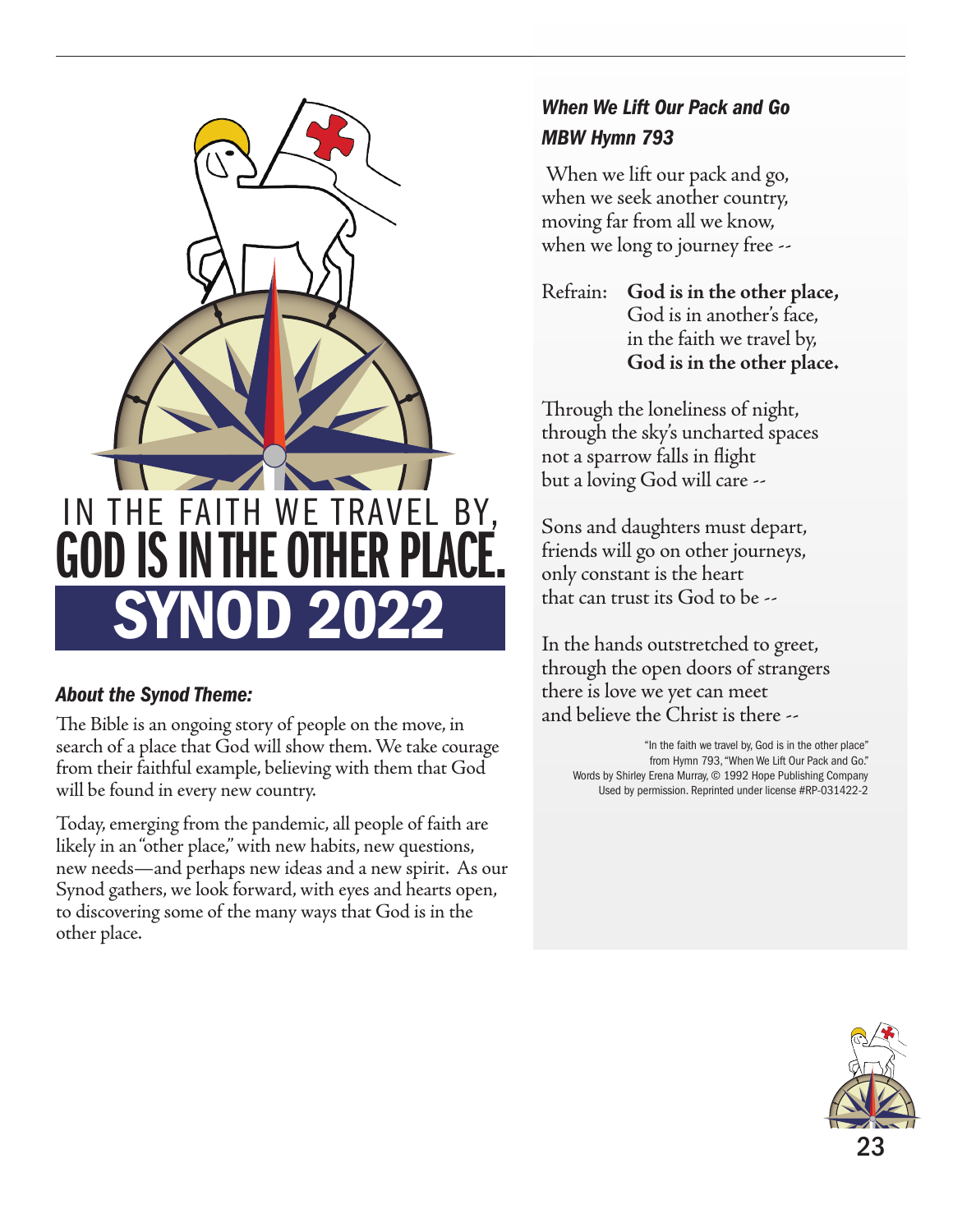IN THE FAITH WE TRAVEL BY,

# GOD IS IN THE OTHER PLACE.

# SYNOD 2022

### *About the Synod Theme:*

The Bible is an ongoing story of people on the move, in search of a place that God will show them. We take courage from their faithful example, believing with them that God will be found in every new country.

Today, emerging from the pandemic, all people of faith are likely in an "other place," with new habits, new questions, new needs—and perhaps new ideas and a new spirit. As our Synod gathers, we look forward, with eyes and hearts open, to discovering some of the many ways that God is in the other place.

### *When We Lift Our Pack and Go*
### *MBW Hymn 793*

When we lift our pack and go,
when we seek another country,
moving far from all we know,
when we long to journey free --

Refrain: **God is in the other place,**
God is in another's face,
in the faith we travel by,
**God is in the other place.**

Through the loneliness of night,
through the sky's uncharted spaces
not a sparrow falls in flight
but a loving God will care --

Sons and daughters must depart,
friends will go on other journeys,
only constant is the heart
that can trust its God to be --

In the hands outstretched to greet,
through the open doors of strangers
there is love we yet can meet
and believe the Christ is there --

"In the faith we travel by, God is in the other place"
from Hymn 793, "When We Lift Our Pack and Go."
Words by Shirley Erena Murray, © 1992 Hope Publishing Company
Used by permission. Reprinted under license #RP-031422-2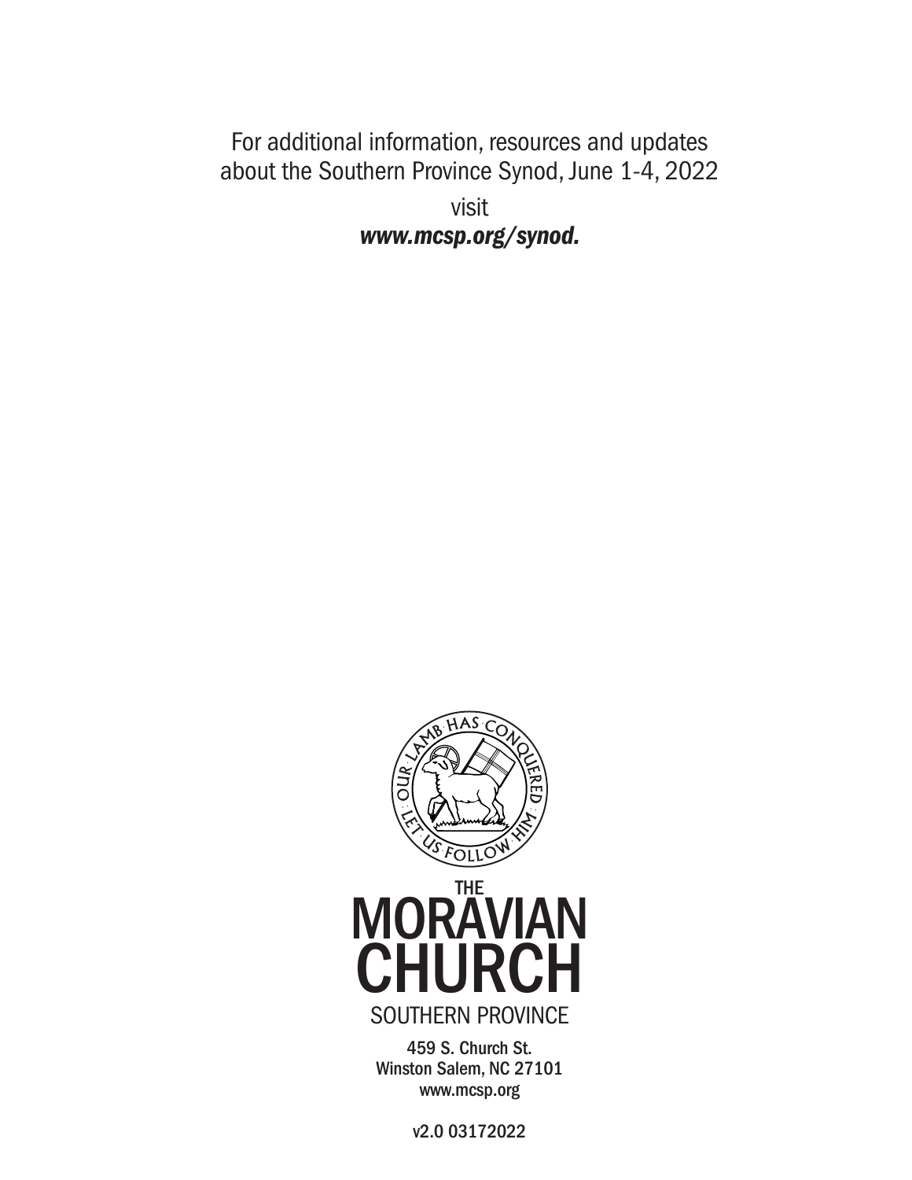For additional information, resources and updates about the Southern Province Synod, June 1-4, 2022

visit
***www.mcsp.org/synod.***

OUR LAMB HAS CONQUERED · LET US FOLLOW HIM

THE
# MORAVIAN CHURCH
SOUTHERN PROVINCE

459 S. Church St.
Winston Salem, NC 27101
www.mcsp.org

v2.0 03172022